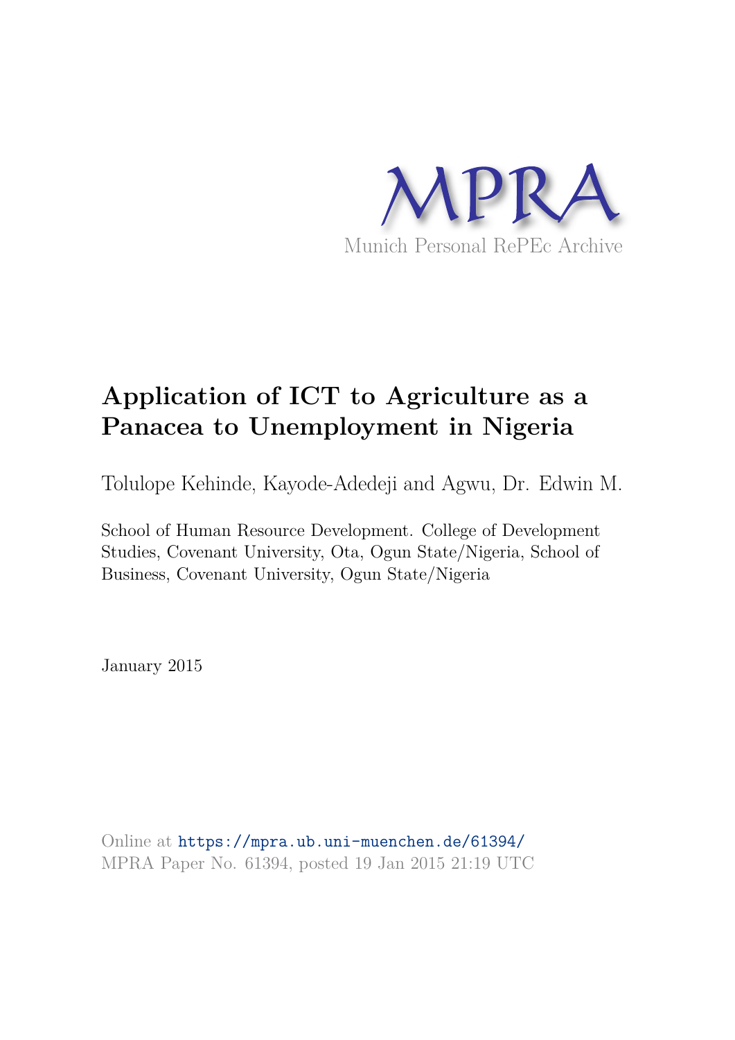MPRA

Munich Personal RePEc Archive

# Application of ICT to Agriculture as a Panacea to Unemployment in Nigeria

Tolulope Kehinde, Kayode-Adedeji and Agwu, Dr. Edwin M.

School of Human Resource Development. College of Development Studies, Covenant University, Ota, Ogun State/Nigeria, School of Business, Covenant University, Ogun State/Nigeria

January 2015

Online at https://mpra.ub.uni-muenchen.de/61394/
MPRA Paper No. 61394, posted 19 Jan 2015 21:19 UTC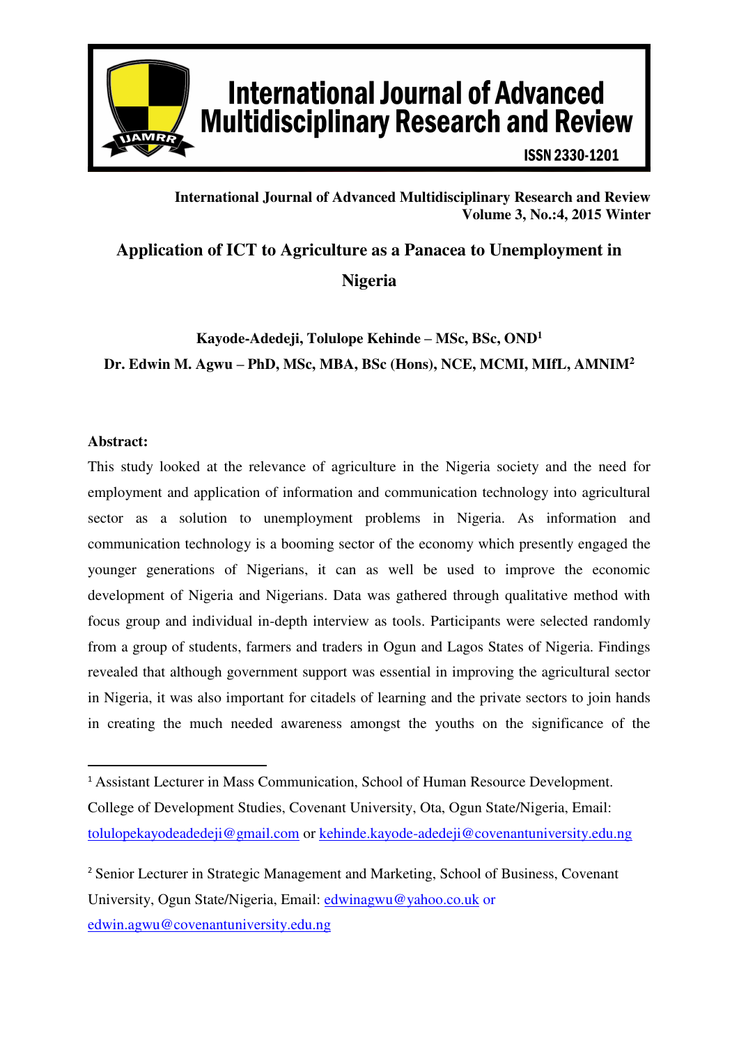International Journal of Advanced Multidisciplinary Research and Review
Volume 3, No.:4, 2015 Winter

# Application of ICT to Agriculture as a Panacea to Unemployment in Nigeria

**Kayode-Adedeji, Tolulope Kehinde – MSc, BSc, OND[1]**

**Dr. Edwin M. Agwu – PhD, MSc, MBA, BSc (Hons), NCE, MCMI, MIfL, AMNIM[2]**

**Abstract:**

This study looked at the relevance of agriculture in the Nigeria society and the need for employment and application of information and communication technology into agricultural sector as a solution to unemployment problems in Nigeria. As information and communication technology is a booming sector of the economy which presently engaged the younger generations of Nigerians, it can as well be used to improve the economic development of Nigeria and Nigerians. Data was gathered through qualitative method with focus group and individual in-depth interview as tools. Participants were selected randomly from a group of students, farmers and traders in Ogun and Lagos States of Nigeria. Findings revealed that although government support was essential in improving the agricultural sector in Nigeria, it was also important for citadels of learning and the private sectors to join hands in creating the much needed awareness amongst the youths on the significance of the

---

[1] Assistant Lecturer in Mass Communication, School of Human Resource Development. College of Development Studies, Covenant University, Ota, Ogun State/Nigeria, Email: tolulopekayodeadedeji@gmail.com or kehinde.kayode-adedeji@covenantuniversity.edu.ng

[2] Senior Lecturer in Strategic Management and Marketing, School of Business, Covenant University, Ogun State/Nigeria, Email: edwinagwu@yahoo.co.uk or edwin.agwu@covenantuniversity.edu.ng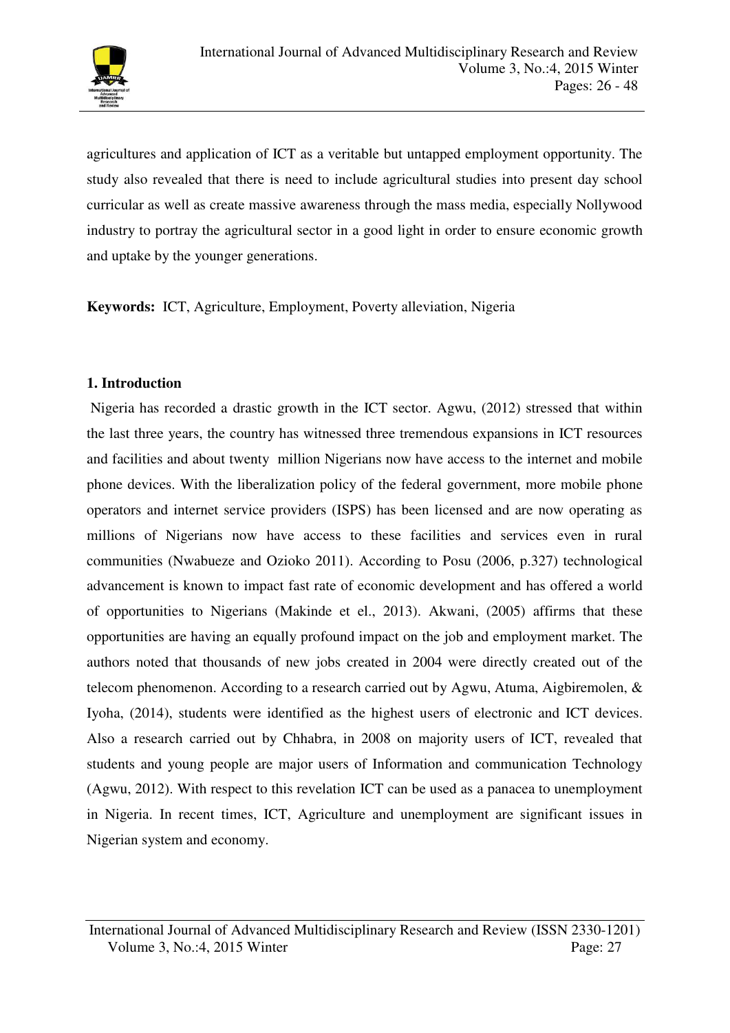agricultures and application of ICT as a veritable but untapped employment opportunity. The study also revealed that there is need to include agricultural studies into present day school curricular as well as create massive awareness through the mass media, especially Nollywood industry to portray the agricultural sector in a good light in order to ensure economic growth and uptake by the younger generations.

**Keywords:** ICT, Agriculture, Employment, Poverty alleviation, Nigeria

## 1. Introduction

Nigeria has recorded a drastic growth in the ICT sector. Agwu, (2012) stressed that within the last three years, the country has witnessed three tremendous expansions in ICT resources and facilities and about twenty million Nigerians now have access to the internet and mobile phone devices. With the liberalization policy of the federal government, more mobile phone operators and internet service providers (ISPS) has been licensed and are now operating as millions of Nigerians now have access to these facilities and services even in rural communities (Nwabueze and Ozioko 2011). According to Posu (2006, p.327) technological advancement is known to impact fast rate of economic development and has offered a world of opportunities to Nigerians (Makinde et el., 2013). Akwani, (2005) affirms that these opportunities are having an equally profound impact on the job and employment market. The authors noted that thousands of new jobs created in 2004 were directly created out of the telecom phenomenon. According to a research carried out by Agwu, Atuma, Aigbiremolen, & Iyoha, (2014), students were identified as the highest users of electronic and ICT devices. Also a research carried out by Chhabra, in 2008 on majority users of ICT, revealed that students and young people are major users of Information and communication Technology (Agwu, 2012). With respect to this revelation ICT can be used as a panacea to unemployment in Nigeria. In recent times, ICT, Agriculture and unemployment are significant issues in Nigerian system and economy.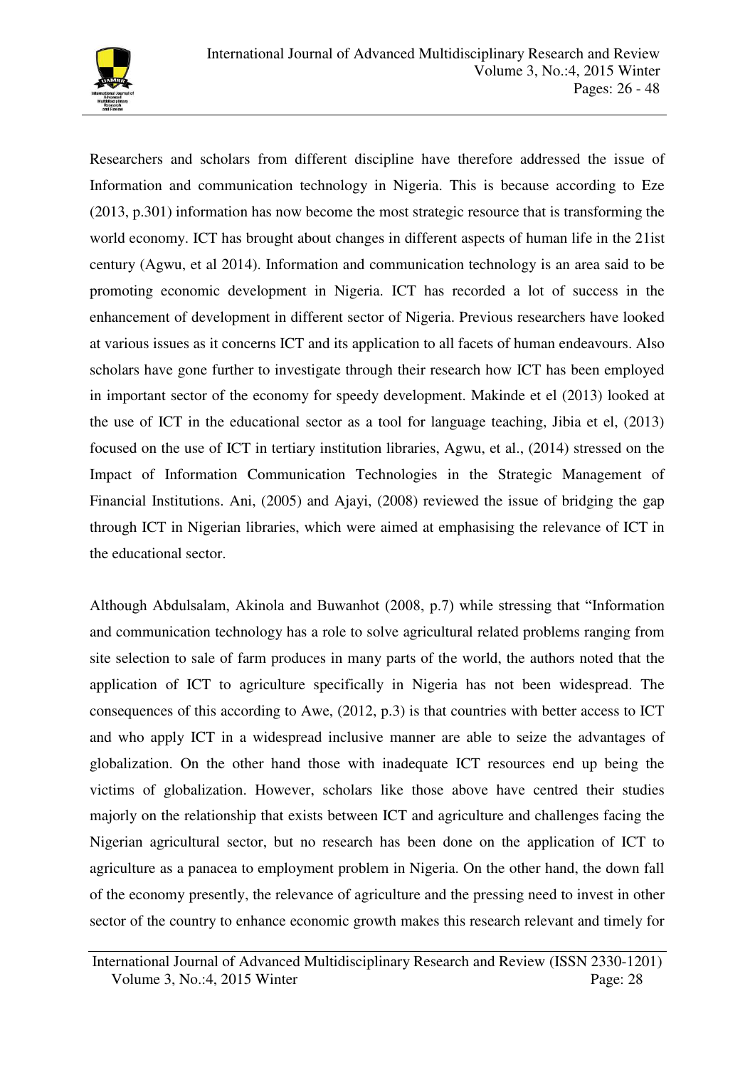Researchers and scholars from different discipline have therefore addressed the issue of Information and communication technology in Nigeria. This is because according to Eze (2013, p.301) information has now become the most strategic resource that is transforming the world economy. ICT has brought about changes in different aspects of human life in the 21ist century (Agwu, et al 2014). Information and communication technology is an area said to be promoting economic development in Nigeria. ICT has recorded a lot of success in the enhancement of development in different sector of Nigeria. Previous researchers have looked at various issues as it concerns ICT and its application to all facets of human endeavours. Also scholars have gone further to investigate through their research how ICT has been employed in important sector of the economy for speedy development. Makinde et el (2013) looked at the use of ICT in the educational sector as a tool for language teaching, Jibia et el, (2013) focused on the use of ICT in tertiary institution libraries, Agwu, et al., (2014) stressed on the Impact of Information Communication Technologies in the Strategic Management of Financial Institutions. Ani, (2005) and Ajayi, (2008) reviewed the issue of bridging the gap through ICT in Nigerian libraries, which were aimed at emphasising the relevance of ICT in the educational sector.

Although Abdulsalam, Akinola and Buwanhot (2008, p.7) while stressing that "Information and communication technology has a role to solve agricultural related problems ranging from site selection to sale of farm produces in many parts of the world, the authors noted that the application of ICT to agriculture specifically in Nigeria has not been widespread. The consequences of this according to Awe, (2012, p.3) is that countries with better access to ICT and who apply ICT in a widespread inclusive manner are able to seize the advantages of globalization. On the other hand those with inadequate ICT resources end up being the victims of globalization. However, scholars like those above have centred their studies majorly on the relationship that exists between ICT and agriculture and challenges facing the Nigerian agricultural sector, but no research has been done on the application of ICT to agriculture as a panacea to employment problem in Nigeria. On the other hand, the down fall of the economy presently, the relevance of agriculture and the pressing need to invest in other sector of the country to enhance economic growth makes this research relevant and timely for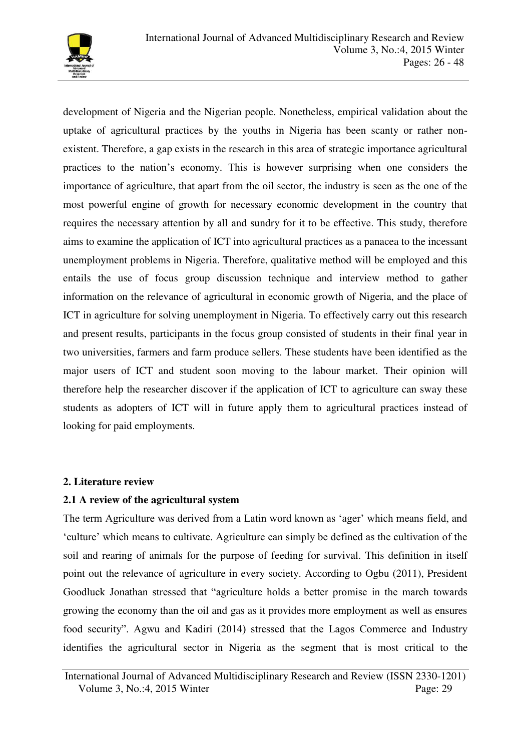development of Nigeria and the Nigerian people. Nonetheless, empirical validation about the uptake of agricultural practices by the youths in Nigeria has been scanty or rather non-existent. Therefore, a gap exists in the research in this area of strategic importance agricultural practices to the nation's economy. This is however surprising when one considers the importance of agriculture, that apart from the oil sector, the industry is seen as the one of the most powerful engine of growth for necessary economic development in the country that requires the necessary attention by all and sundry for it to be effective. This study, therefore aims to examine the application of ICT into agricultural practices as a panacea to the incessant unemployment problems in Nigeria. Therefore, qualitative method will be employed and this entails the use of focus group discussion technique and interview method to gather information on the relevance of agricultural in economic growth of Nigeria, and the place of ICT in agriculture for solving unemployment in Nigeria. To effectively carry out this research and present results, participants in the focus group consisted of students in their final year in two universities, farmers and farm produce sellers. These students have been identified as the major users of ICT and student soon moving to the labour market. Their opinion will therefore help the researcher discover if the application of ICT to agriculture can sway these students as adopters of ICT will in future apply them to agricultural practices instead of looking for paid employments.

## 2. Literature review

### 2.1 A review of the agricultural system

The term Agriculture was derived from a Latin word known as 'ager' which means field, and 'culture' which means to cultivate. Agriculture can simply be defined as the cultivation of the soil and rearing of animals for the purpose of feeding for survival. This definition in itself point out the relevance of agriculture in every society. According to Ogbu (2011), President Goodluck Jonathan stressed that "agriculture holds a better promise in the march towards growing the economy than the oil and gas as it provides more employment as well as ensures food security". Agwu and Kadiri (2014) stressed that the Lagos Commerce and Industry identifies the agricultural sector in Nigeria as the segment that is most critical to the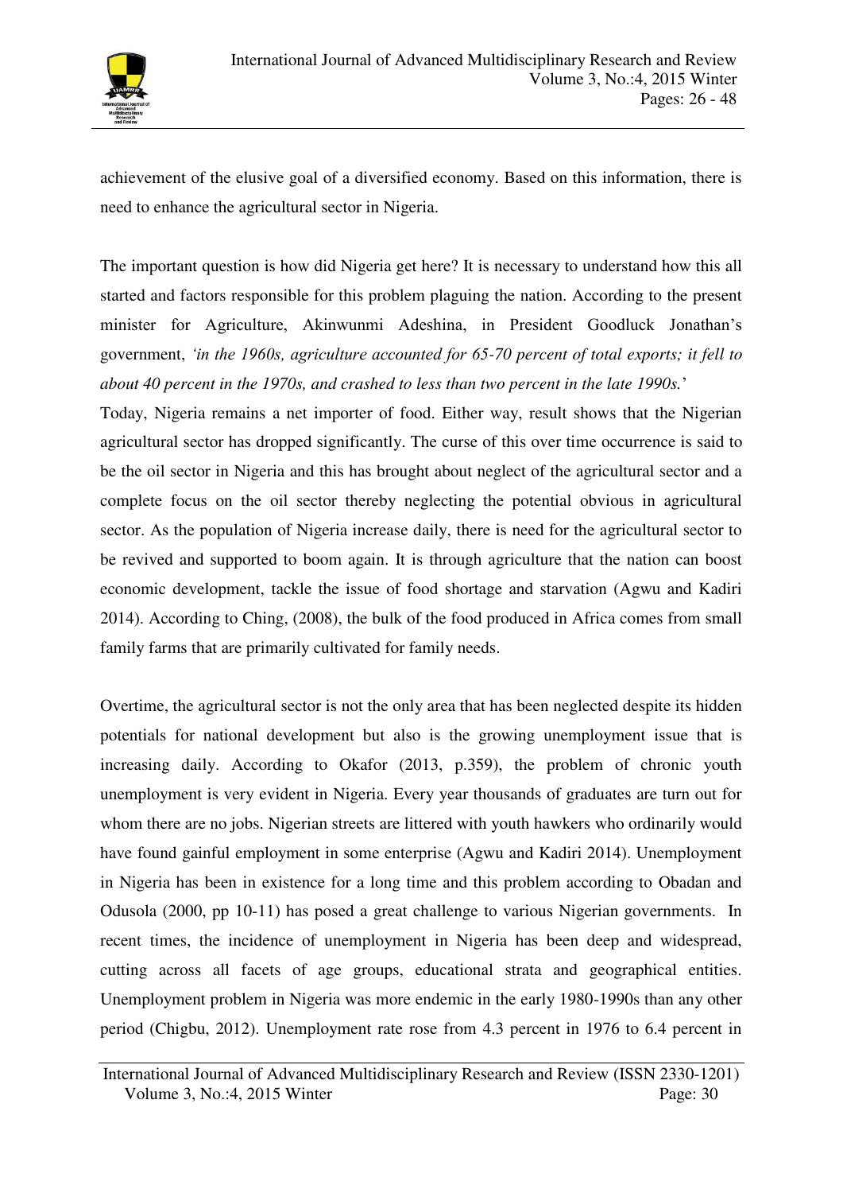achievement of the elusive goal of a diversified economy. Based on this information, there is need to enhance the agricultural sector in Nigeria.

The important question is how did Nigeria get here? It is necessary to understand how this all started and factors responsible for this problem plaguing the nation. According to the present minister for Agriculture, Akinwunmi Adeshina, in President Goodluck Jonathan's government, *'in the 1960s, agriculture accounted for 65-70 percent of total exports; it fell to about 40 percent in the 1970s, and crashed to less than two percent in the late 1990s.'*

Today, Nigeria remains a net importer of food. Either way, result shows that the Nigerian agricultural sector has dropped significantly. The curse of this over time occurrence is said to be the oil sector in Nigeria and this has brought about neglect of the agricultural sector and a complete focus on the oil sector thereby neglecting the potential obvious in agricultural sector. As the population of Nigeria increase daily, there is need for the agricultural sector to be revived and supported to boom again. It is through agriculture that the nation can boost economic development, tackle the issue of food shortage and starvation (Agwu and Kadiri 2014). According to Ching, (2008), the bulk of the food produced in Africa comes from small family farms that are primarily cultivated for family needs.

Overtime, the agricultural sector is not the only area that has been neglected despite its hidden potentials for national development but also is the growing unemployment issue that is increasing daily. According to Okafor (2013, p.359), the problem of chronic youth unemployment is very evident in Nigeria. Every year thousands of graduates are turn out for whom there are no jobs. Nigerian streets are littered with youth hawkers who ordinarily would have found gainful employment in some enterprise (Agwu and Kadiri 2014). Unemployment in Nigeria has been in existence for a long time and this problem according to Obadan and Odusola (2000, pp 10-11) has posed a great challenge to various Nigerian governments. In recent times, the incidence of unemployment in Nigeria has been deep and widespread, cutting across all facets of age groups, educational strata and geographical entities. Unemployment problem in Nigeria was more endemic in the early 1980-1990s than any other period (Chigbu, 2012). Unemployment rate rose from 4.3 percent in 1976 to 6.4 percent in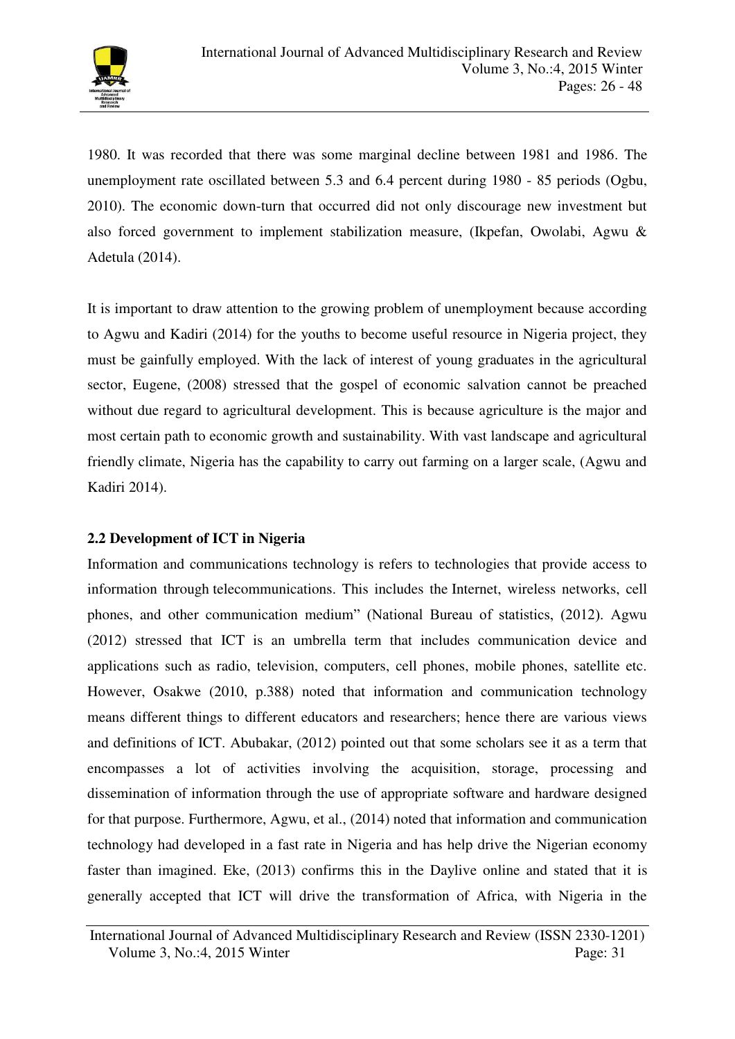1980. It was recorded that there was some marginal decline between 1981 and 1986. The unemployment rate oscillated between 5.3 and 6.4 percent during 1980 - 85 periods (Ogbu, 2010). The economic down-turn that occurred did not only discourage new investment but also forced government to implement stabilization measure, (Ikpefan, Owolabi, Agwu & Adetula (2014).

It is important to draw attention to the growing problem of unemployment because according to Agwu and Kadiri (2014) for the youths to become useful resource in Nigeria project, they must be gainfully employed. With the lack of interest of young graduates in the agricultural sector, Eugene, (2008) stressed that the gospel of economic salvation cannot be preached without due regard to agricultural development. This is because agriculture is the major and most certain path to economic growth and sustainability. With vast landscape and agricultural friendly climate, Nigeria has the capability to carry out farming on a larger scale, (Agwu and Kadiri 2014).

## 2.2 Development of ICT in Nigeria

Information and communications technology is refers to technologies that provide access to information through telecommunications. This includes the Internet, wireless networks, cell phones, and other communication medium" (National Bureau of statistics, (2012). Agwu (2012) stressed that ICT is an umbrella term that includes communication device and applications such as radio, television, computers, cell phones, mobile phones, satellite etc. However, Osakwe (2010, p.388) noted that information and communication technology means different things to different educators and researchers; hence there are various views and definitions of ICT. Abubakar, (2012) pointed out that some scholars see it as a term that encompasses a lot of activities involving the acquisition, storage, processing and dissemination of information through the use of appropriate software and hardware designed for that purpose. Furthermore, Agwu, et al., (2014) noted that information and communication technology had developed in a fast rate in Nigeria and has help drive the Nigerian economy faster than imagined. Eke, (2013) confirms this in the Daylive online and stated that it is generally accepted that ICT will drive the transformation of Africa, with Nigeria in the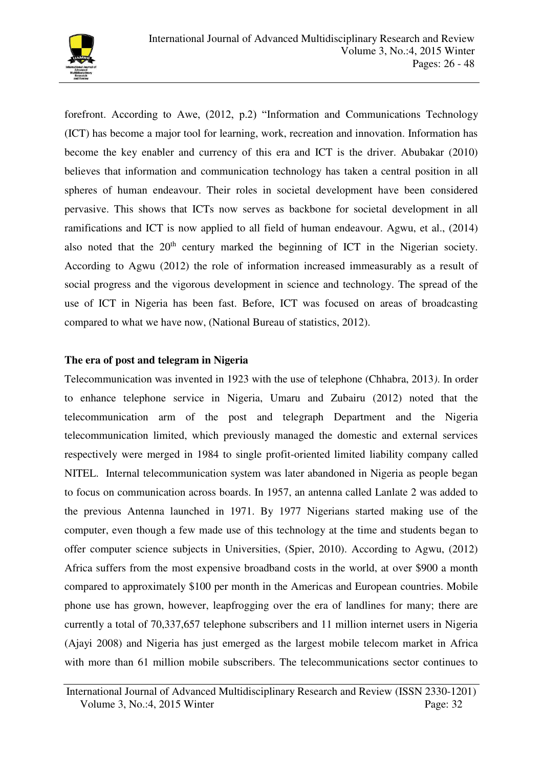forefront. According to Awe, (2012, p.2) "Information and Communications Technology (ICT) has become a major tool for learning, work, recreation and innovation. Information has become the key enabler and currency of this era and ICT is the driver. Abubakar (2010) believes that information and communication technology has taken a central position in all spheres of human endeavour. Their roles in societal development have been considered pervasive. This shows that ICTs now serves as backbone for societal development in all ramifications and ICT is now applied to all field of human endeavour. Agwu, et al., (2014) also noted that the 20th century marked the beginning of ICT in the Nigerian society. According to Agwu (2012) the role of information increased immeasurably as a result of social progress and the vigorous development in science and technology. The spread of the use of ICT in Nigeria has been fast. Before, ICT was focused on areas of broadcasting compared to what we have now, (National Bureau of statistics, 2012).

**The era of post and telegram in Nigeria**

Telecommunication was invented in 1923 with the use of telephone (Chhabra, 2013*)*. In order to enhance telephone service in Nigeria, Umaru and Zubairu (2012) noted that the telecommunication arm of the post and telegraph Department and the Nigeria telecommunication limited, which previously managed the domestic and external services respectively were merged in 1984 to single profit-oriented limited liability company called NITEL. Internal telecommunication system was later abandoned in Nigeria as people began to focus on communication across boards. In 1957, an antenna called Lanlate 2 was added to the previous Antenna launched in 1971. By 1977 Nigerians started making use of the computer, even though a few made use of this technology at the time and students began to offer computer science subjects in Universities, (Spier, 2010). According to Agwu, (2012) Africa suffers from the most expensive broadband costs in the world, at over $900 a month compared to approximately $100 per month in the Americas and European countries. Mobile phone use has grown, however, leapfrogging over the era of landlines for many; there are currently a total of 70,337,657 telephone subscribers and 11 million internet users in Nigeria (Ajayi 2008) and Nigeria has just emerged as the largest mobile telecom market in Africa with more than 61 million mobile subscribers. The telecommunications sector continues to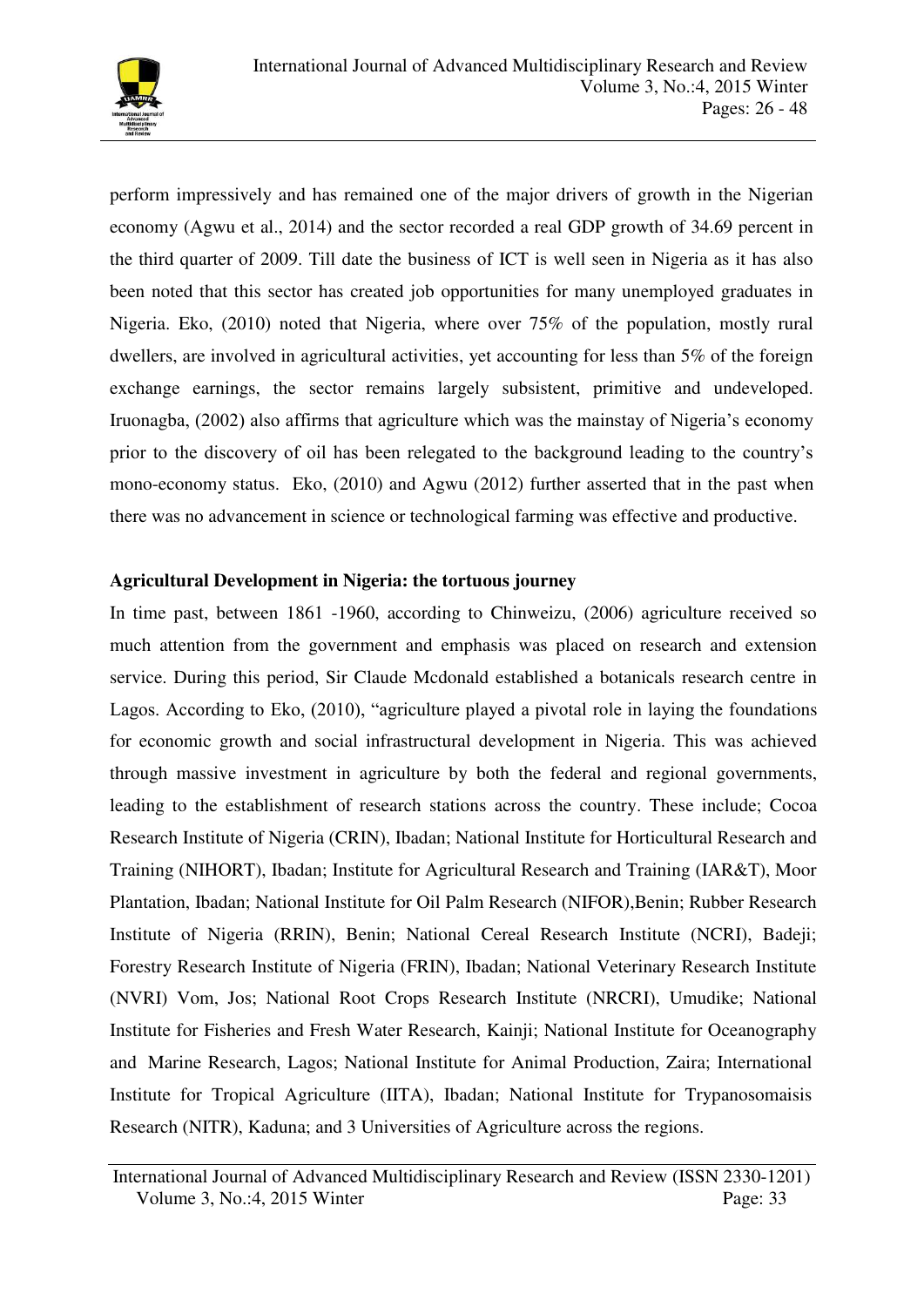perform impressively and has remained one of the major drivers of growth in the Nigerian economy (Agwu et al., 2014) and the sector recorded a real GDP growth of 34.69 percent in the third quarter of 2009. Till date the business of ICT is well seen in Nigeria as it has also been noted that this sector has created job opportunities for many unemployed graduates in Nigeria. Eko, (2010) noted that Nigeria, where over 75% of the population, mostly rural dwellers, are involved in agricultural activities, yet accounting for less than 5% of the foreign exchange earnings, the sector remains largely subsistent, primitive and undeveloped. Iruonagba, (2002) also affirms that agriculture which was the mainstay of Nigeria's economy prior to the discovery of oil has been relegated to the background leading to the country's mono-economy status. Eko, (2010) and Agwu (2012) further asserted that in the past when there was no advancement in science or technological farming was effective and productive.

**Agricultural Development in Nigeria: the tortuous journey**

In time past, between 1861 -1960, according to Chinweizu, (2006) agriculture received so much attention from the government and emphasis was placed on research and extension service. During this period, Sir Claude Mcdonald established a botanicals research centre in Lagos. According to Eko, (2010), "agriculture played a pivotal role in laying the foundations for economic growth and social infrastructural development in Nigeria. This was achieved through massive investment in agriculture by both the federal and regional governments, leading to the establishment of research stations across the country. These include; Cocoa Research Institute of Nigeria (CRIN), Ibadan; National Institute for Horticultural Research and Training (NIHORT), Ibadan; Institute for Agricultural Research and Training (IAR&T), Moor Plantation, Ibadan; National Institute for Oil Palm Research (NIFOR),Benin; Rubber Research Institute of Nigeria (RRIN), Benin; National Cereal Research Institute (NCRI), Badeji; Forestry Research Institute of Nigeria (FRIN), Ibadan; National Veterinary Research Institute (NVRI) Vom, Jos; National Root Crops Research Institute (NRCRI), Umudike; National Institute for Fisheries and Fresh Water Research, Kainji; National Institute for Oceanography and Marine Research, Lagos; National Institute for Animal Production, Zaira; International Institute for Tropical Agriculture (IITA), Ibadan; National Institute for Trypanosomaisis Research (NITR), Kaduna; and 3 Universities of Agriculture across the regions.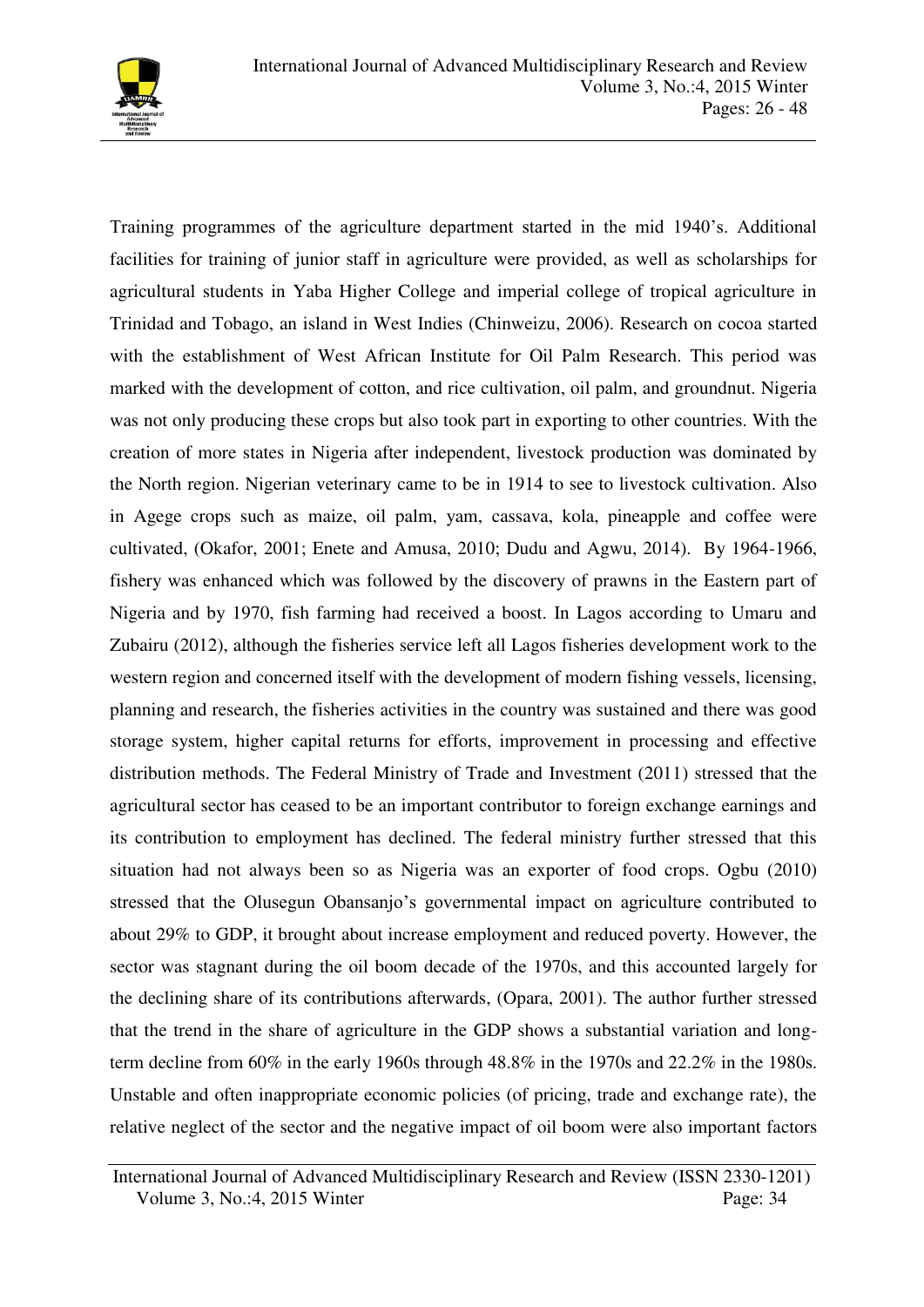Training programmes of the agriculture department started in the mid 1940's. Additional facilities for training of junior staff in agriculture were provided, as well as scholarships for agricultural students in Yaba Higher College and imperial college of tropical agriculture in Trinidad and Tobago, an island in West Indies (Chinweizu, 2006). Research on cocoa started with the establishment of West African Institute for Oil Palm Research. This period was marked with the development of cotton, and rice cultivation, oil palm, and groundnut. Nigeria was not only producing these crops but also took part in exporting to other countries. With the creation of more states in Nigeria after independent, livestock production was dominated by the North region. Nigerian veterinary came to be in 1914 to see to livestock cultivation. Also in Agege crops such as maize, oil palm, yam, cassava, kola, pineapple and coffee were cultivated, (Okafor, 2001; Enete and Amusa, 2010; Dudu and Agwu, 2014). By 1964-1966, fishery was enhanced which was followed by the discovery of prawns in the Eastern part of Nigeria and by 1970, fish farming had received a boost. In Lagos according to Umaru and Zubairu (2012), although the fisheries service left all Lagos fisheries development work to the western region and concerned itself with the development of modern fishing vessels, licensing, planning and research, the fisheries activities in the country was sustained and there was good storage system, higher capital returns for efforts, improvement in processing and effective distribution methods. The Federal Ministry of Trade and Investment (2011) stressed that the agricultural sector has ceased to be an important contributor to foreign exchange earnings and its contribution to employment has declined. The federal ministry further stressed that this situation had not always been so as Nigeria was an exporter of food crops. Ogbu (2010) stressed that the Olusegun Obansanjo's governmental impact on agriculture contributed to about 29% to GDP, it brought about increase employment and reduced poverty. However, the sector was stagnant during the oil boom decade of the 1970s, and this accounted largely for the declining share of its contributions afterwards, (Opara, 2001). The author further stressed that the trend in the share of agriculture in the GDP shows a substantial variation and long-term decline from 60% in the early 1960s through 48.8% in the 1970s and 22.2% in the 1980s. Unstable and often inappropriate economic policies (of pricing, trade and exchange rate), the relative neglect of the sector and the negative impact of oil boom were also important factors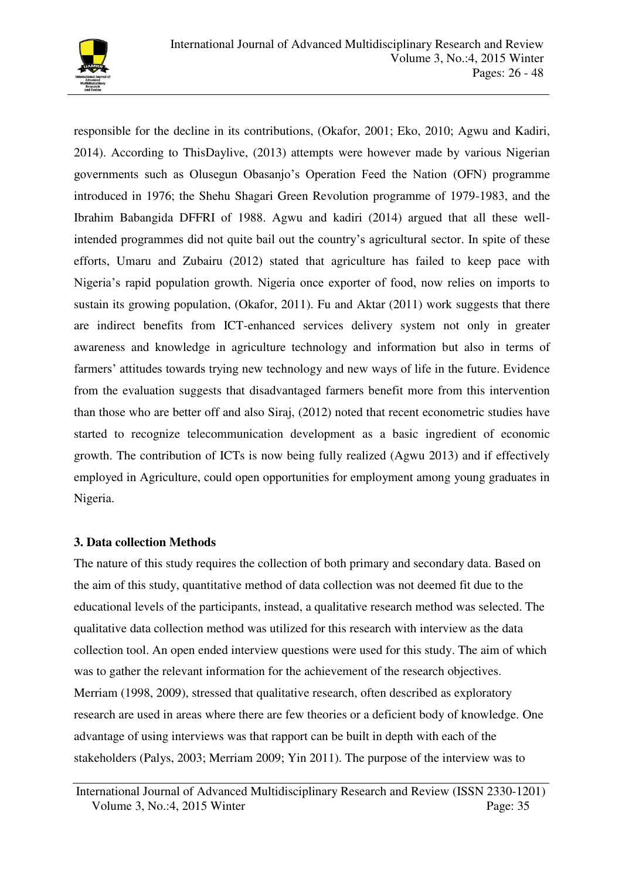responsible for the decline in its contributions, (Okafor, 2001; Eko, 2010; Agwu and Kadiri, 2014). According to ThisDaylive, (2013) attempts were however made by various Nigerian governments such as Olusegun Obasanjo's Operation Feed the Nation (OFN) programme introduced in 1976; the Shehu Shagari Green Revolution programme of 1979-1983, and the Ibrahim Babangida DFFRI of 1988. Agwu and kadiri (2014) argued that all these well-intended programmes did not quite bail out the country's agricultural sector. In spite of these efforts, Umaru and Zubairu (2012) stated that agriculture has failed to keep pace with Nigeria's rapid population growth. Nigeria once exporter of food, now relies on imports to sustain its growing population, (Okafor, 2011). Fu and Aktar (2011) work suggests that there are indirect benefits from ICT-enhanced services delivery system not only in greater awareness and knowledge in agriculture technology and information but also in terms of farmers' attitudes towards trying new technology and new ways of life in the future. Evidence from the evaluation suggests that disadvantaged farmers benefit more from this intervention than those who are better off and also Siraj, (2012) noted that recent econometric studies have started to recognize telecommunication development as a basic ingredient of economic growth. The contribution of ICTs is now being fully realized (Agwu 2013) and if effectively employed in Agriculture, could open opportunities for employment among young graduates in Nigeria.

## 3. Data collection Methods

The nature of this study requires the collection of both primary and secondary data. Based on the aim of this study, quantitative method of data collection was not deemed fit due to the educational levels of the participants, instead, a qualitative research method was selected. The qualitative data collection method was utilized for this research with interview as the data collection tool. An open ended interview questions were used for this study. The aim of which was to gather the relevant information for the achievement of the research objectives. Merriam (1998, 2009), stressed that qualitative research, often described as exploratory research are used in areas where there are few theories or a deficient body of knowledge. One advantage of using interviews was that rapport can be built in depth with each of the stakeholders (Palys, 2003; Merriam 2009; Yin 2011). The purpose of the interview was to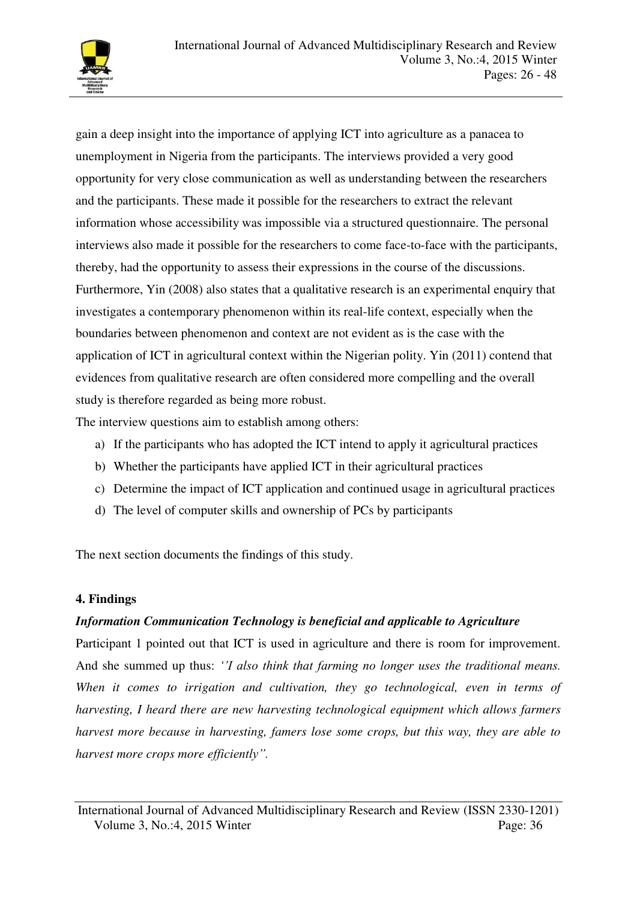gain a deep insight into the importance of applying ICT into agriculture as a panacea to unemployment in Nigeria from the participants. The interviews provided a very good opportunity for very close communication as well as understanding between the researchers and the participants. These made it possible for the researchers to extract the relevant information whose accessibility was impossible via a structured questionnaire. The personal interviews also made it possible for the researchers to come face-to-face with the participants, thereby, had the opportunity to assess their expressions in the course of the discussions. Furthermore, Yin (2008) also states that a qualitative research is an experimental enquiry that investigates a contemporary phenomenon within its real-life context, especially when the boundaries between phenomenon and context are not evident as is the case with the application of ICT in agricultural context within the Nigerian polity. Yin (2011) contend that evidences from qualitative research are often considered more compelling and the overall study is therefore regarded as being more robust.

The interview questions aim to establish among others:

a) If the participants who has adopted the ICT intend to apply it agricultural practices
b) Whether the participants have applied ICT in their agricultural practices
c) Determine the impact of ICT application and continued usage in agricultural practices
d) The level of computer skills and ownership of PCs by participants

The next section documents the findings of this study.

## 4. Findings

***Information Communication Technology is beneficial and applicable to Agriculture***

Participant 1 pointed out that ICT is used in agriculture and there is room for improvement. And she summed up thus: *''I also think that farming no longer uses the traditional means. When it comes to irrigation and cultivation, they go technological, even in terms of harvesting, I heard there are new harvesting technological equipment which allows farmers harvest more because in harvesting, famers lose some crops, but this way, they are able to harvest more crops more efficiently".*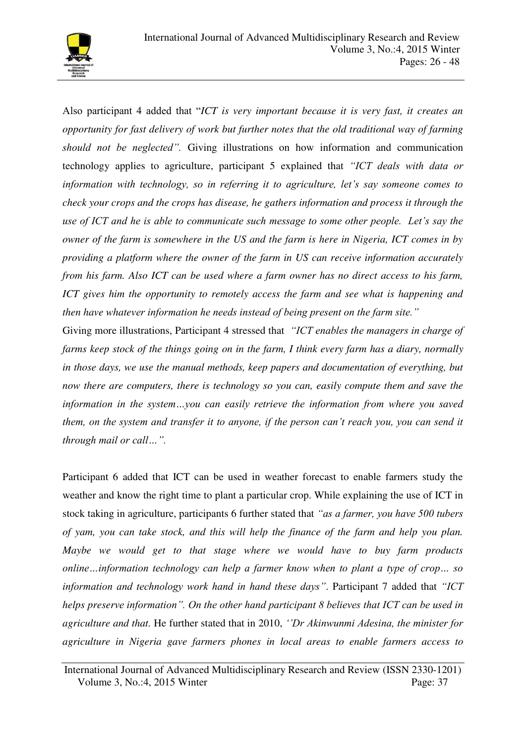Also participant 4 added that "*ICT is very important because it is very fast, it creates an opportunity for fast delivery of work but further notes that the old traditional way of farming should not be neglected".* Giving illustrations on how information and communication technology applies to agriculture, participant 5 explained that *"ICT deals with data or information with technology, so in referring it to agriculture, let's say someone comes to check your crops and the crops has disease, he gathers information and process it through the use of ICT and he is able to communicate such message to some other people. Let's say the owner of the farm is somewhere in the US and the farm is here in Nigeria, ICT comes in by providing a platform where the owner of the farm in US can receive information accurately from his farm. Also ICT can be used where a farm owner has no direct access to his farm, ICT gives him the opportunity to remotely access the farm and see what is happening and then have whatever information he needs instead of being present on the farm site."*

Giving more illustrations, Participant 4 stressed that *"ICT enables the managers in charge of farms keep stock of the things going on in the farm, I think every farm has a diary, normally in those days, we use the manual methods, keep papers and documentation of everything, but now there are computers, there is technology so you can, easily compute them and save the information in the system…you can easily retrieve the information from where you saved them, on the system and transfer it to anyone, if the person can't reach you, you can send it through mail or call…".*

Participant 6 added that ICT can be used in weather forecast to enable farmers study the weather and know the right time to plant a particular crop. While explaining the use of ICT in stock taking in agriculture, participants 6 further stated that *"as a farmer, you have 500 tubers of yam, you can take stock, and this will help the finance of the farm and help you plan. Maybe we would get to that stage where we would have to buy farm products online…information technology can help a farmer know when to plant a type of crop… so information and technology work hand in hand these days"*. Participant 7 added that *"ICT helps preserve information". On the other hand participant 8 believes that ICT can be used in agriculture and that.* He further stated that in 2010, *''Dr Akinwunmi Adesina, the minister for agriculture in Nigeria gave farmers phones in local areas to enable farmers access to*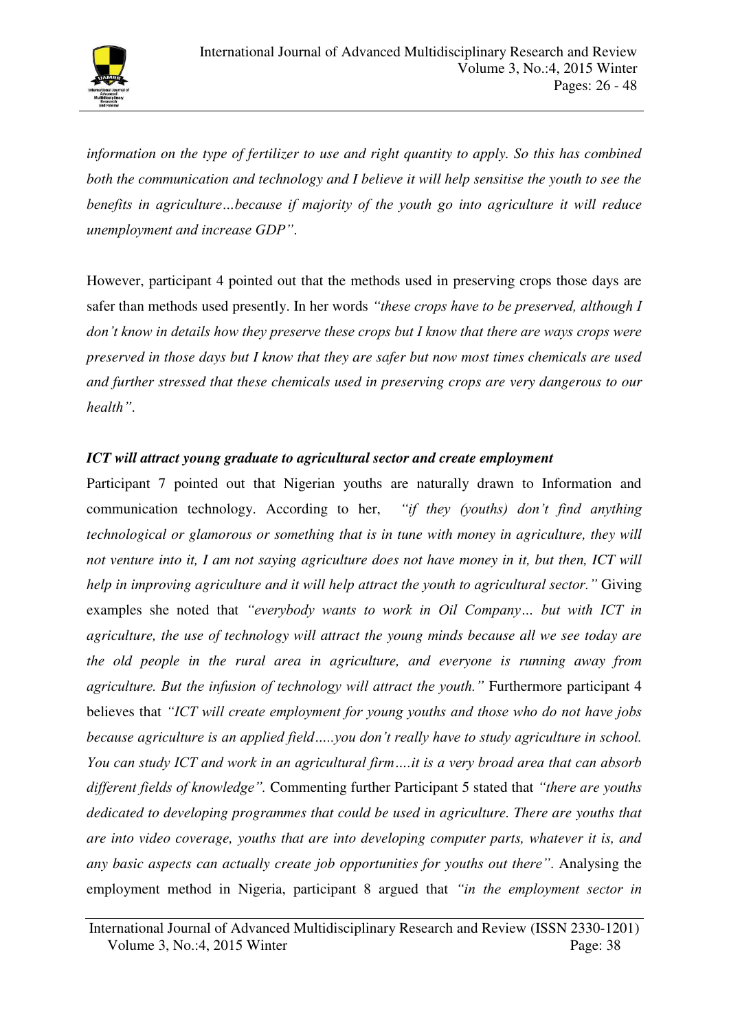*information on the type of fertilizer to use and right quantity to apply. So this has combined both the communication and technology and I believe it will help sensitise the youth to see the benefits in agriculture…because if majority of the youth go into agriculture it will reduce unemployment and increase GDP".*

However, participant 4 pointed out that the methods used in preserving crops those days are safer than methods used presently. In her words *"these crops have to be preserved, although I don't know in details how they preserve these crops but I know that there are ways crops were preserved in those days but I know that they are safer but now most times chemicals are used and further stressed that these chemicals used in preserving crops are very dangerous to our health".*

***ICT will attract young graduate to agricultural sector and create employment***

Participant 7 pointed out that Nigerian youths are naturally drawn to Information and communication technology. According to her, *"if they (youths) don't find anything technological or glamorous or something that is in tune with money in agriculture, they will not venture into it, I am not saying agriculture does not have money in it, but then, ICT will help in improving agriculture and it will help attract the youth to agricultural sector."* Giving examples she noted that *"everybody wants to work in Oil Company… but with ICT in agriculture, the use of technology will attract the young minds because all we see today are the old people in the rural area in agriculture, and everyone is running away from agriculture. But the infusion of technology will attract the youth."* Furthermore participant 4 believes that *"ICT will create employment for young youths and those who do not have jobs because agriculture is an applied field…..you don't really have to study agriculture in school. You can study ICT and work in an agricultural firm….it is a very broad area that can absorb different fields of knowledge".* Commenting further Participant 5 stated that *"there are youths dedicated to developing programmes that could be used in agriculture. There are youths that are into video coverage, youths that are into developing computer parts, whatever it is, and any basic aspects can actually create job opportunities for youths out there".* Analysing the employment method in Nigeria, participant 8 argued that *"in the employment sector in*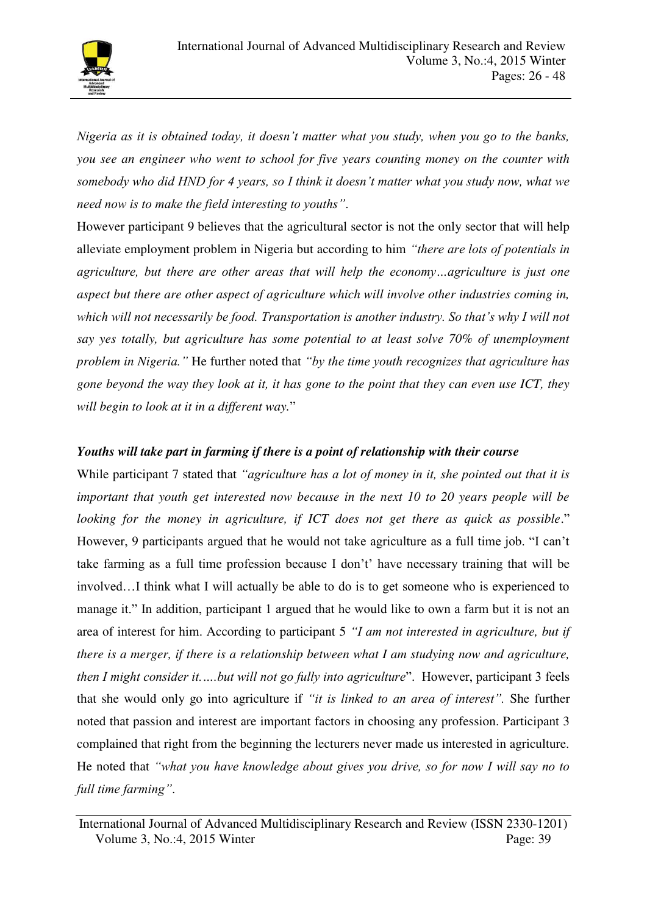*Nigeria as it is obtained today, it doesn't matter what you study, when you go to the banks, you see an engineer who went to school for five years counting money on the counter with somebody who did HND for 4 years, so I think it doesn't matter what you study now, what we need now is to make the field interesting to youths".*

However participant 9 believes that the agricultural sector is not the only sector that will help alleviate employment problem in Nigeria but according to him *"there are lots of potentials in agriculture, but there are other areas that will help the economy…agriculture is just one aspect but there are other aspect of agriculture which will involve other industries coming in, which will not necessarily be food. Transportation is another industry. So that's why I will not say yes totally, but agriculture has some potential to at least solve 70% of unemployment problem in Nigeria."* He further noted that *"by the time youth recognizes that agriculture has gone beyond the way they look at it, it has gone to the point that they can even use ICT, they will begin to look at it in a different way.*"

***Youths will take part in farming if there is a point of relationship with their course***

While participant 7 stated that *"agriculture has a lot of money in it, she pointed out that it is important that youth get interested now because in the next 10 to 20 years people will be looking for the money in agriculture, if ICT does not get there as quick as possible*." However, 9 participants argued that he would not take agriculture as a full time job. "I can't take farming as a full time profession because I don't' have necessary training that will be involved…I think what I will actually be able to do is to get someone who is experienced to manage it." In addition, participant 1 argued that he would like to own a farm but it is not an area of interest for him. According to participant 5 *"I am not interested in agriculture, but if there is a merger, if there is a relationship between what I am studying now and agriculture, then I might consider it…..but will not go fully into agriculture*". However, participant 3 feels that she would only go into agriculture if *"it is linked to an area of interest".* She further noted that passion and interest are important factors in choosing any profession. Participant 3 complained that right from the beginning the lecturers never made us interested in agriculture. He noted that *"what you have knowledge about gives you drive, so for now I will say no to full time farming".*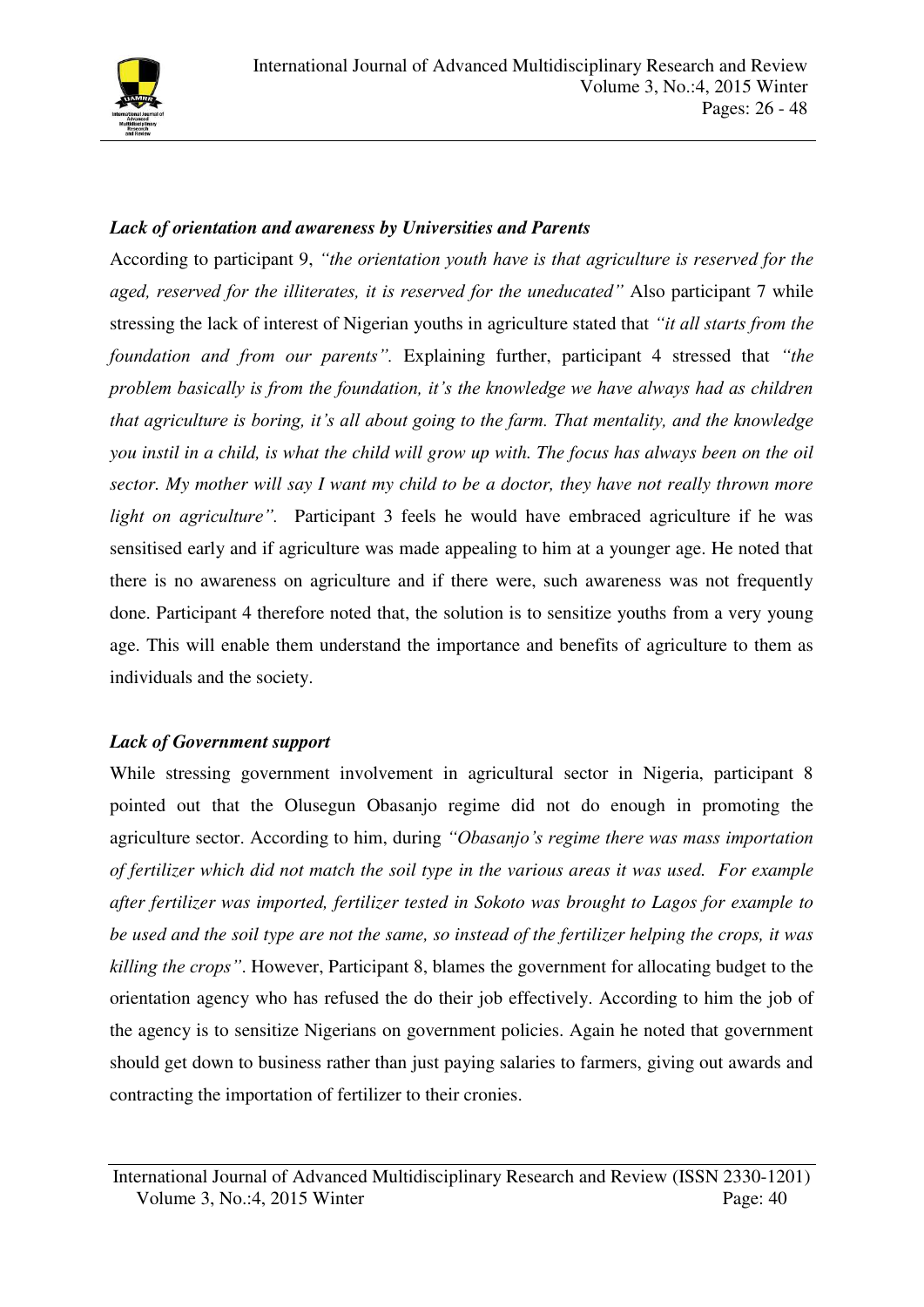***Lack of orientation and awareness by Universities and Parents***

According to participant 9, *"the orientation youth have is that agriculture is reserved for the aged, reserved for the illiterates, it is reserved for the uneducated"* Also participant 7 while stressing the lack of interest of Nigerian youths in agriculture stated that *"it all starts from the foundation and from our parents".* Explaining further, participant 4 stressed that *"the problem basically is from the foundation, it's the knowledge we have always had as children that agriculture is boring, it's all about going to the farm. That mentality, and the knowledge you instil in a child, is what the child will grow up with. The focus has always been on the oil sector. My mother will say I want my child to be a doctor, they have not really thrown more light on agriculture".* Participant 3 feels he would have embraced agriculture if he was sensitised early and if agriculture was made appealing to him at a younger age. He noted that there is no awareness on agriculture and if there were, such awareness was not frequently done. Participant 4 therefore noted that, the solution is to sensitize youths from a very young age. This will enable them understand the importance and benefits of agriculture to them as individuals and the society.

***Lack of Government support***

While stressing government involvement in agricultural sector in Nigeria, participant 8 pointed out that the Olusegun Obasanjo regime did not do enough in promoting the agriculture sector. According to him, during *"Obasanjo's regime there was mass importation of fertilizer which did not match the soil type in the various areas it was used. For example after fertilizer was imported, fertilizer tested in Sokoto was brought to Lagos for example to be used and the soil type are not the same, so instead of the fertilizer helping the crops, it was killing the crops".* However, Participant 8, blames the government for allocating budget to the orientation agency who has refused the do their job effectively. According to him the job of the agency is to sensitize Nigerians on government policies. Again he noted that government should get down to business rather than just paying salaries to farmers, giving out awards and contracting the importation of fertilizer to their cronies.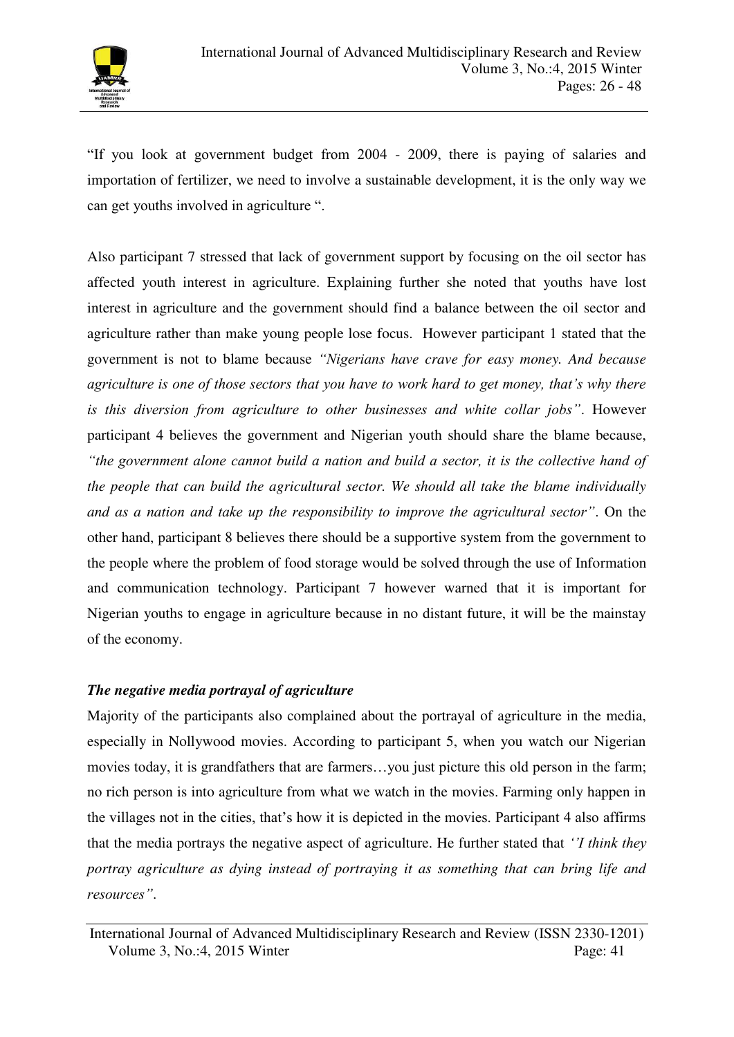"If you look at government budget from 2004 - 2009, there is paying of salaries and importation of fertilizer, we need to involve a sustainable development, it is the only way we can get youths involved in agriculture ".

Also participant 7 stressed that lack of government support by focusing on the oil sector has affected youth interest in agriculture. Explaining further she noted that youths have lost interest in agriculture and the government should find a balance between the oil sector and agriculture rather than make young people lose focus. However participant 1 stated that the government is not to blame because *"Nigerians have crave for easy money. And because agriculture is one of those sectors that you have to work hard to get money, that's why there is this diversion from agriculture to other businesses and white collar jobs"*. However participant 4 believes the government and Nigerian youth should share the blame because, *"the government alone cannot build a nation and build a sector, it is the collective hand of the people that can build the agricultural sector. We should all take the blame individually and as a nation and take up the responsibility to improve the agricultural sector"*. On the other hand, participant 8 believes there should be a supportive system from the government to the people where the problem of food storage would be solved through the use of Information and communication technology. Participant 7 however warned that it is important for Nigerian youths to engage in agriculture because in no distant future, it will be the mainstay of the economy.

***The negative media portrayal of agriculture***

Majority of the participants also complained about the portrayal of agriculture in the media, especially in Nollywood movies. According to participant 5, when you watch our Nigerian movies today, it is grandfathers that are farmers…you just picture this old person in the farm; no rich person is into agriculture from what we watch in the movies. Farming only happen in the villages not in the cities, that's how it is depicted in the movies. Participant 4 also affirms that the media portrays the negative aspect of agriculture. He further stated that *''I think they portray agriculture as dying instead of portraying it as something that can bring life and resources"*.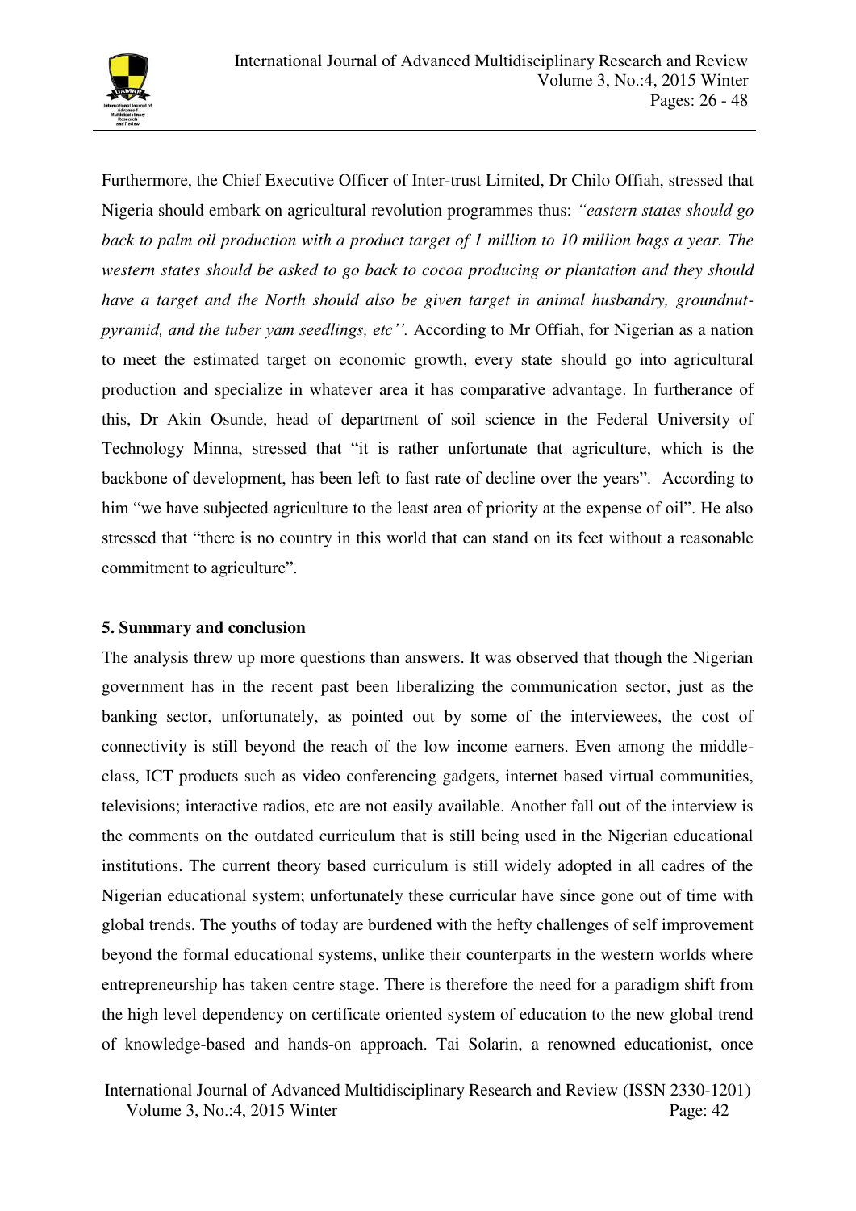Furthermore, the Chief Executive Officer of Inter-trust Limited, Dr Chilo Offiah, stressed that Nigeria should embark on agricultural revolution programmes thus: *"eastern states should go back to palm oil production with a product target of 1 million to 10 million bags a year. The western states should be asked to go back to cocoa producing or plantation and they should have a target and the North should also be given target in animal husbandry, groundnut-pyramid, and the tuber yam seedlings, etc''.* According to Mr Offiah, for Nigerian as a nation to meet the estimated target on economic growth, every state should go into agricultural production and specialize in whatever area it has comparative advantage. In furtherance of this, Dr Akin Osunde, head of department of soil science in the Federal University of Technology Minna, stressed that "it is rather unfortunate that agriculture, which is the backbone of development, has been left to fast rate of decline over the years". According to him "we have subjected agriculture to the least area of priority at the expense of oil". He also stressed that "there is no country in this world that can stand on its feet without a reasonable commitment to agriculture".

## 5. Summary and conclusion

The analysis threw up more questions than answers. It was observed that though the Nigerian government has in the recent past been liberalizing the communication sector, just as the banking sector, unfortunately, as pointed out by some of the interviewees, the cost of connectivity is still beyond the reach of the low income earners. Even among the middle-class, ICT products such as video conferencing gadgets, internet based virtual communities, televisions; interactive radios, etc are not easily available. Another fall out of the interview is the comments on the outdated curriculum that is still being used in the Nigerian educational institutions. The current theory based curriculum is still widely adopted in all cadres of the Nigerian educational system; unfortunately these curricular have since gone out of time with global trends. The youths of today are burdened with the hefty challenges of self improvement beyond the formal educational systems, unlike their counterparts in the western worlds where entrepreneurship has taken centre stage. There is therefore the need for a paradigm shift from the high level dependency on certificate oriented system of education to the new global trend of knowledge-based and hands-on approach. Tai Solarin, a renowned educationist, once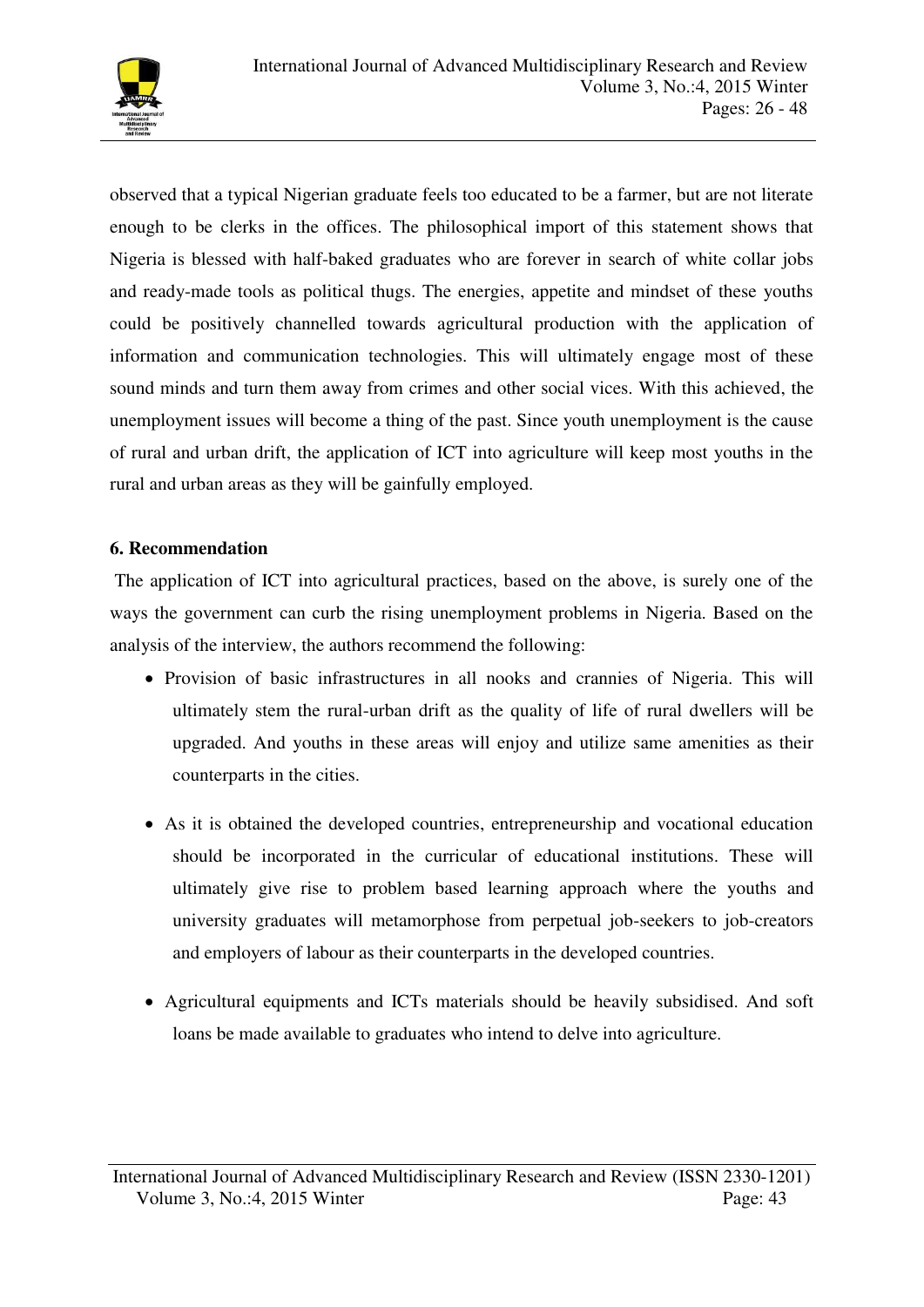observed that a typical Nigerian graduate feels too educated to be a farmer, but are not literate enough to be clerks in the offices. The philosophical import of this statement shows that Nigeria is blessed with half-baked graduates who are forever in search of white collar jobs and ready-made tools as political thugs. The energies, appetite and mindset of these youths could be positively channelled towards agricultural production with the application of information and communication technologies. This will ultimately engage most of these sound minds and turn them away from crimes and other social vices. With this achieved, the unemployment issues will become a thing of the past. Since youth unemployment is the cause of rural and urban drift, the application of ICT into agriculture will keep most youths in the rural and urban areas as they will be gainfully employed.

**6. Recommendation**

The application of ICT into agricultural practices, based on the above, is surely one of the ways the government can curb the rising unemployment problems in Nigeria. Based on the analysis of the interview, the authors recommend the following:

- Provision of basic infrastructures in all nooks and crannies of Nigeria. This will ultimately stem the rural-urban drift as the quality of life of rural dwellers will be upgraded. And youths in these areas will enjoy and utilize same amenities as their counterparts in the cities.

- As it is obtained the developed countries, entrepreneurship and vocational education should be incorporated in the curricular of educational institutions. These will ultimately give rise to problem based learning approach where the youths and university graduates will metamorphose from perpetual job-seekers to job-creators and employers of labour as their counterparts in the developed countries.

- Agricultural equipments and ICTs materials should be heavily subsidised. And soft loans be made available to graduates who intend to delve into agriculture.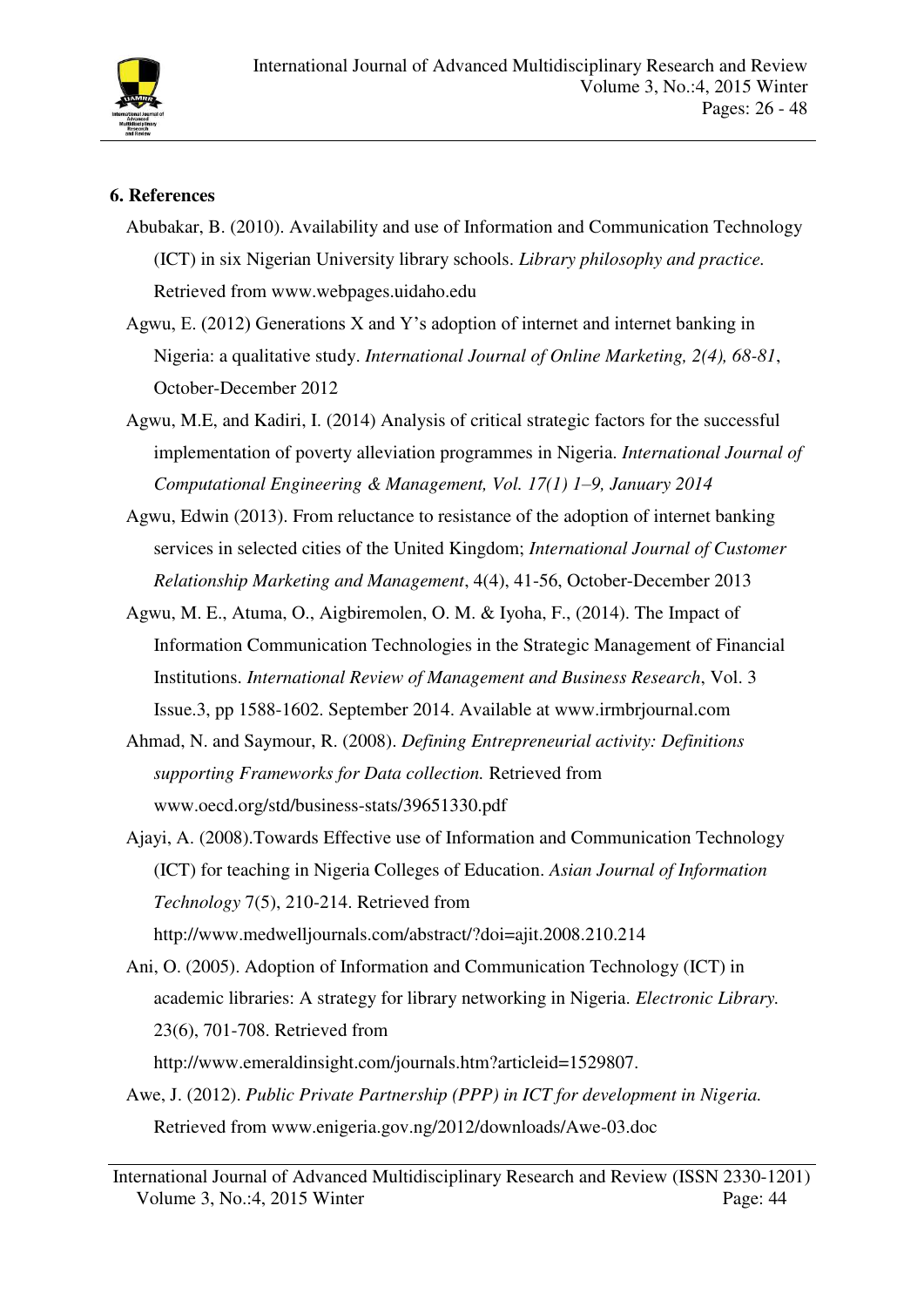## 6. References

Abubakar, B. (2010). Availability and use of Information and Communication Technology (ICT) in six Nigerian University library schools. *Library philosophy and practice.* Retrieved from www.webpages.uidaho.edu

Agwu, E. (2012) Generations X and Y's adoption of internet and internet banking in Nigeria: a qualitative study. *International Journal of Online Marketing, 2(4), 68-81*, October-December 2012

Agwu, M.E, and Kadiri, I. (2014) Analysis of critical strategic factors for the successful implementation of poverty alleviation programmes in Nigeria. *International Journal of Computational Engineering & Management, Vol. 17(1) 1–9, January 2014*

Agwu, Edwin (2013). From reluctance to resistance of the adoption of internet banking services in selected cities of the United Kingdom; *International Journal of Customer Relationship Marketing and Management*, 4(4), 41-56, October-December 2013

Agwu, M. E., Atuma, O., Aigbiremolen, O. M. & Iyoha, F., (2014). The Impact of Information Communication Technologies in the Strategic Management of Financial Institutions. *International Review of Management and Business Research*, Vol. 3 Issue.3, pp 1588-1602. September 2014. Available at www.irmbrjournal.com

Ahmad, N. and Saymour, R. (2008). *Defining Entrepreneurial activity: Definitions supporting Frameworks for Data collection.* Retrieved from www.oecd.org/std/business-stats/39651330.pdf

Ajayi, A. (2008).Towards Effective use of Information and Communication Technology (ICT) for teaching in Nigeria Colleges of Education. *Asian Journal of Information Technology* 7(5), 210-214. Retrieved from http://www.medwelljournals.com/abstract/?doi=ajit.2008.210.214

Ani, O. (2005). Adoption of Information and Communication Technology (ICT) in academic libraries: A strategy for library networking in Nigeria. *Electronic Library.* 23(6), 701-708. Retrieved from http://www.emeraldinsight.com/journals.htm?articleid=1529807.

Awe, J. (2012). *Public Private Partnership (PPP) in ICT for development in Nigeria.* Retrieved from www.enigeria.gov.ng/2012/downloads/Awe-03.doc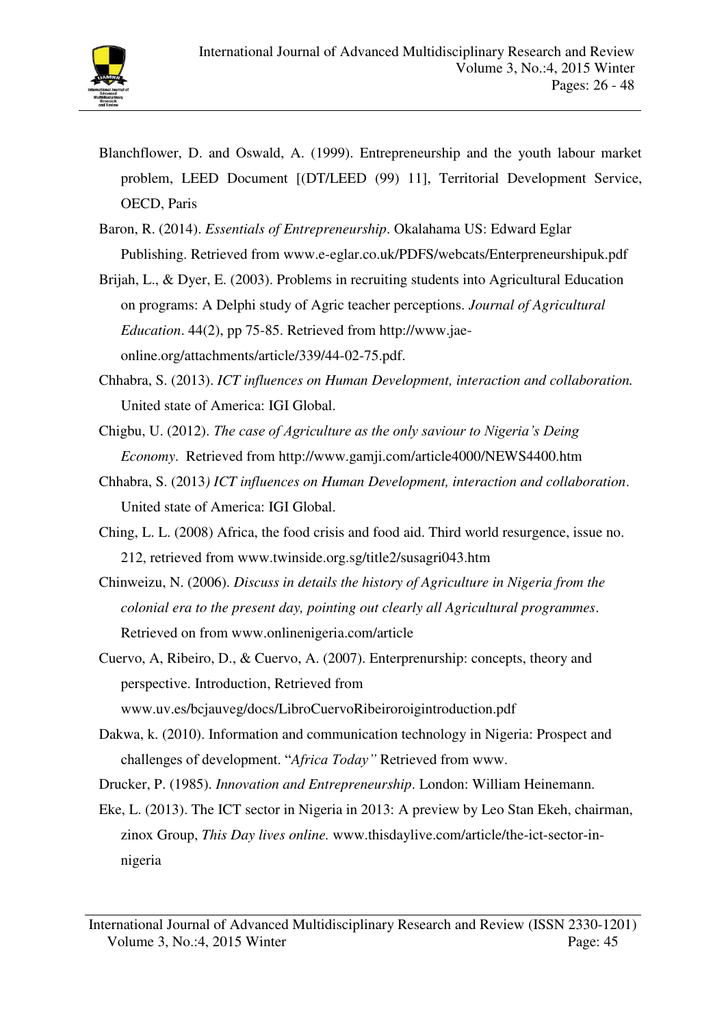Blanchflower, D. and Oswald, A. (1999). Entrepreneurship and the youth labour market problem, LEED Document [(DT/LEED (99) 11], Territorial Development Service, OECD, Paris

Baron, R. (2014). *Essentials of Entrepreneurship*. Okalahama US: Edward Eglar Publishing. Retrieved from www.e-eglar.co.uk/PDFS/webcats/Enterpreneurshipuk.pdf

Brijah, L., & Dyer, E. (2003). Problems in recruiting students into Agricultural Education on programs: A Delphi study of Agric teacher perceptions. *Journal of Agricultural Education*. 44(2), pp 75-85. Retrieved from http://www.jae-online.org/attachments/article/339/44-02-75.pdf.

Chhabra, S. (2013). *ICT influences on Human Development, interaction and collaboration.* United state of America: IGI Global.

Chigbu, U. (2012). *The case of Agriculture as the only saviour to Nigeria's Deing Economy*. Retrieved from http://www.gamji.com/article4000/NEWS4400.htm

Chhabra, S. (2013*) ICT influences on Human Development, interaction and collaboration*. United state of America: IGI Global.

Ching, L. L. (2008) Africa, the food crisis and food aid. Third world resurgence, issue no. 212, retrieved from www.twinside.org.sg/title2/susagri043.htm

Chinweizu, N. (2006). *Discuss in details the history of Agriculture in Nigeria from the colonial era to the present day, pointing out clearly all Agricultural programmes*. Retrieved on from www.onlinenigeria.com/article

Cuervo, A, Ribeiro, D., & Cuervo, A. (2007). Enterprenurship: concepts, theory and perspective. Introduction, Retrieved from www.uv.es/bcjauveg/docs/LibroCuervoRibeiroroigintroduction.pdf

Dakwa, k. (2010). Information and communication technology in Nigeria: Prospect and challenges of development. "*Africa Today"* Retrieved from www.

Drucker, P. (1985). *Innovation and Entrepreneurship*. London: William Heinemann.

Eke, L. (2013). The ICT sector in Nigeria in 2013: A preview by Leo Stan Ekeh, chairman, zinox Group, *This Day lives online.* www.thisdaylive.com/article/the-ict-sector-in-nigeria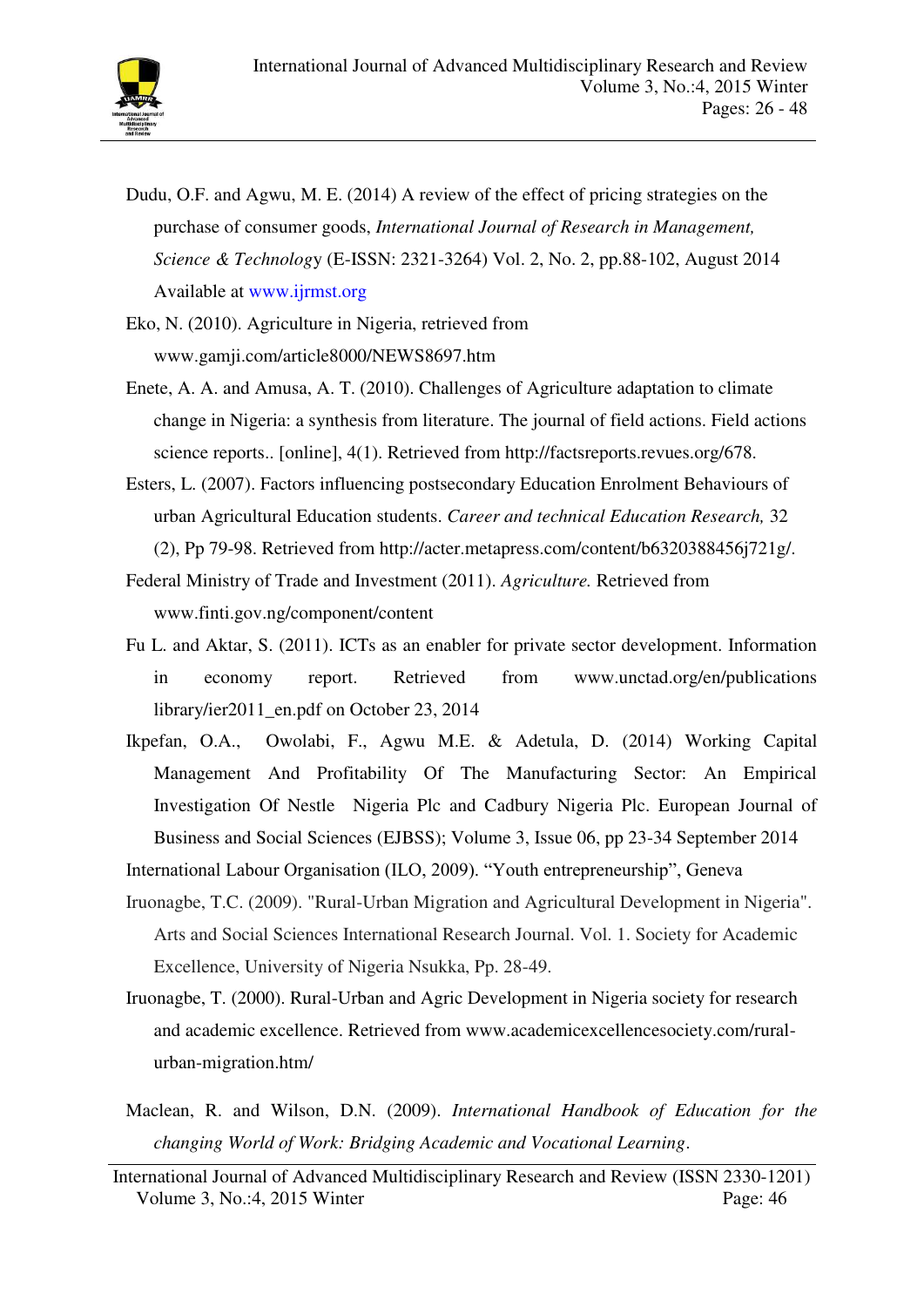Dudu, O.F. and Agwu, M. E. (2014) A review of the effect of pricing strategies on the purchase of consumer goods, *International Journal of Research in Management, Science & Technology* (E-ISSN: 2321-3264) Vol. 2, No. 2, pp.88-102, August 2014 Available at www.ijrmst.org

Eko, N. (2010). Agriculture in Nigeria, retrieved from www.gamji.com/article8000/NEWS8697.htm

Enete, A. A. and Amusa, A. T. (2010). Challenges of Agriculture adaptation to climate change in Nigeria: a synthesis from literature. The journal of field actions. Field actions science reports.. [online], 4(1). Retrieved from http://factsreports.revues.org/678.

Esters, L. (2007). Factors influencing postsecondary Education Enrolment Behaviours of urban Agricultural Education students. *Career and technical Education Research,* 32 (2), Pp 79-98. Retrieved from http://acter.metapress.com/content/b6320388456j721g/.

Federal Ministry of Trade and Investment (2011). *Agriculture.* Retrieved from www.finti.gov.ng/component/content

Fu L. and Aktar, S. (2011). ICTs as an enabler for private sector development. Information in economy report. Retrieved from www.unctad.org/en/publications library/ier2011_en.pdf on October 23, 2014

Ikpefan, O.A., Owolabi, F., Agwu M.E. & Adetula, D. (2014) Working Capital Management And Profitability Of The Manufacturing Sector: An Empirical Investigation Of Nestle Nigeria Plc and Cadbury Nigeria Plc. European Journal of Business and Social Sciences (EJBSS); Volume 3, Issue 06, pp 23-34 September 2014

International Labour Organisation (ILO, 2009). "Youth entrepreneurship", Geneva

Iruonagbe, T.C. (2009). "Rural-Urban Migration and Agricultural Development in Nigeria". Arts and Social Sciences International Research Journal. Vol. 1. Society for Academic Excellence, University of Nigeria Nsukka, Pp. 28-49.

Iruonagbe, T. (2000). Rural-Urban and Agric Development in Nigeria society for research and academic excellence. Retrieved from www.academicexcellencesociety.com/rural-urban-migration.htm/

Maclean, R. and Wilson, D.N. (2009). *International Handbook of Education for the changing World of Work: Bridging Academic and Vocational Learning*.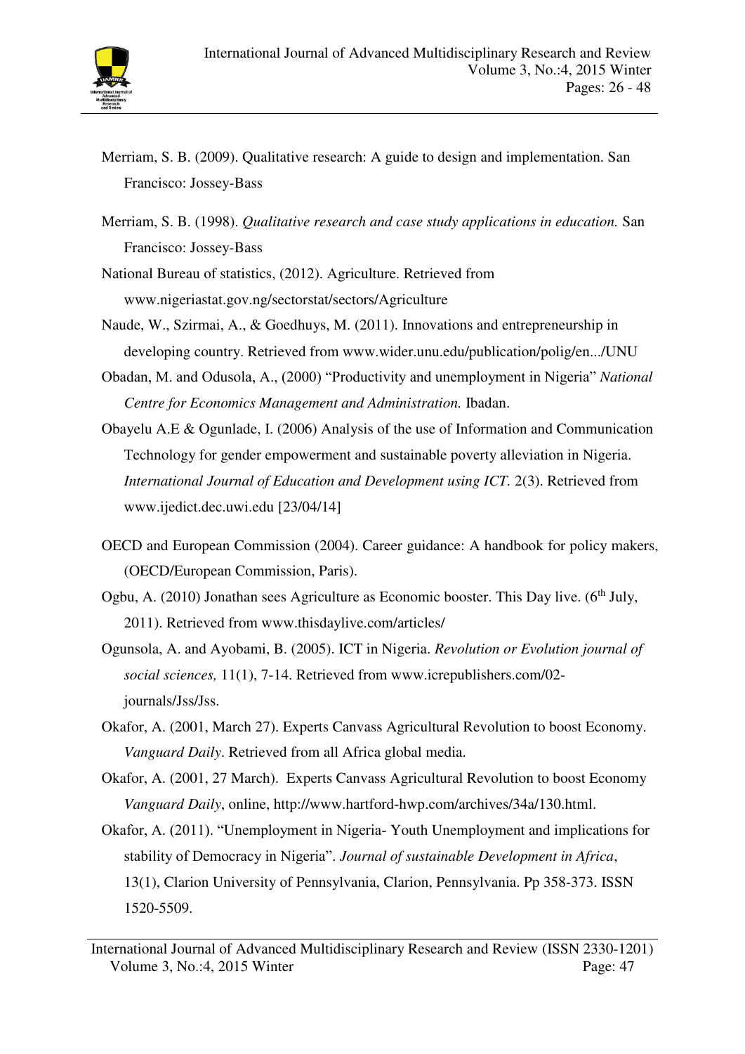Merriam, S. B. (2009). Qualitative research: A guide to design and implementation. San Francisco: Jossey-Bass

Merriam, S. B. (1998). *Qualitative research and case study applications in education.* San Francisco: Jossey-Bass

National Bureau of statistics, (2012). Agriculture. Retrieved from www.nigeriastat.gov.ng/sectorstat/sectors/Agriculture

Naude, W., Szirmai, A., & Goedhuys, M. (2011). Innovations and entrepreneurship in developing country. Retrieved from www.wider.unu.edu/publication/polig/en.../UNU

Obadan, M. and Odusola, A., (2000) "Productivity and unemployment in Nigeria" *National Centre for Economics Management and Administration.* Ibadan.

Obayelu A.E & Ogunlade, I. (2006) Analysis of the use of Information and Communication Technology for gender empowerment and sustainable poverty alleviation in Nigeria. *International Journal of Education and Development using ICT.* 2(3). Retrieved from www.ijedict.dec.uwi.edu [23/04/14]

OECD and European Commission (2004). Career guidance: A handbook for policy makers, (OECD/European Commission, Paris).

Ogbu, A. (2010) Jonathan sees Agriculture as Economic booster. This Day live. (6th July, 2011). Retrieved from www.thisdaylive.com/articles/

Ogunsola, A. and Ayobami, B. (2005). ICT in Nigeria. *Revolution or Evolution journal of social sciences,* 11(1), 7-14. Retrieved from www.icrepublishers.com/02-journals/Jss/Jss.

Okafor, A. (2001, March 27). Experts Canvass Agricultural Revolution to boost Economy. *Vanguard Daily*. Retrieved from all Africa global media.

Okafor, A. (2001, 27 March). Experts Canvass Agricultural Revolution to boost Economy *Vanguard Daily*, online, http://www.hartford-hwp.com/archives/34a/130.html.

Okafor, A. (2011). "Unemployment in Nigeria- Youth Unemployment and implications for stability of Democracy in Nigeria". *Journal of sustainable Development in Africa*, 13(1), Clarion University of Pennsylvania, Clarion, Pennsylvania. Pp 358-373. ISSN 1520-5509.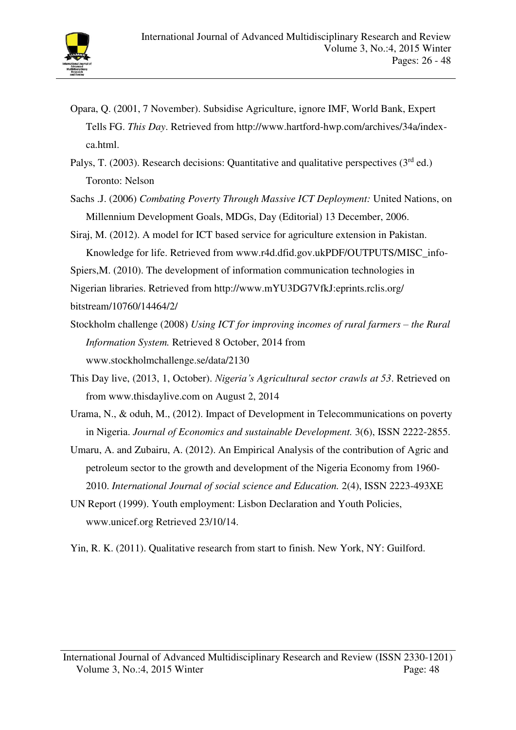Opara, Q. (2001, 7 November). Subsidise Agriculture, ignore IMF, World Bank, Expert Tells FG. *This Day*. Retrieved from http://www.hartford-hwp.com/archives/34a/index-ca.html.

Palys, T. (2003). Research decisions: Quantitative and qualitative perspectives (3rd ed.) Toronto: Nelson

Sachs .J. (2006) *Combating Poverty Through Massive ICT Deployment:* United Nations, on Millennium Development Goals, MDGs, Day (Editorial) 13 December, 2006.

Siraj, M. (2012). A model for ICT based service for agriculture extension in Pakistan. Knowledge for life. Retrieved from www.r4d.dfid.gov.ukPDF/OUTPUTS/MISC_info-

Spiers,M. (2010). The development of information communication technologies in Nigerian libraries. Retrieved from http://www.mYU3DG7VfkJ:eprints.rclis.org/ bitstream/10760/14464/2/

Stockholm challenge (2008) *Using ICT for improving incomes of rural farmers – the Rural Information System.* Retrieved 8 October, 2014 from www.stockholmchallenge.se/data/2130

This Day live, (2013, 1, October). *Nigeria's Agricultural sector crawls at 53*. Retrieved on from www.thisdaylive.com on August 2, 2014

Urama, N., & oduh, M., (2012). Impact of Development in Telecommunications on poverty in Nigeria. *Journal of Economics and sustainable Development.* 3(6), ISSN 2222-2855.

Umaru, A. and Zubairu, A. (2012). An Empirical Analysis of the contribution of Agric and petroleum sector to the growth and development of the Nigeria Economy from 1960-2010. *International Journal of social science and Education.* 2(4), ISSN 2223-493XE

UN Report (1999). Youth employment: Lisbon Declaration and Youth Policies, www.unicef.org Retrieved 23/10/14.

Yin, R. K. (2011). Qualitative research from start to finish. New York, NY: Guilford.